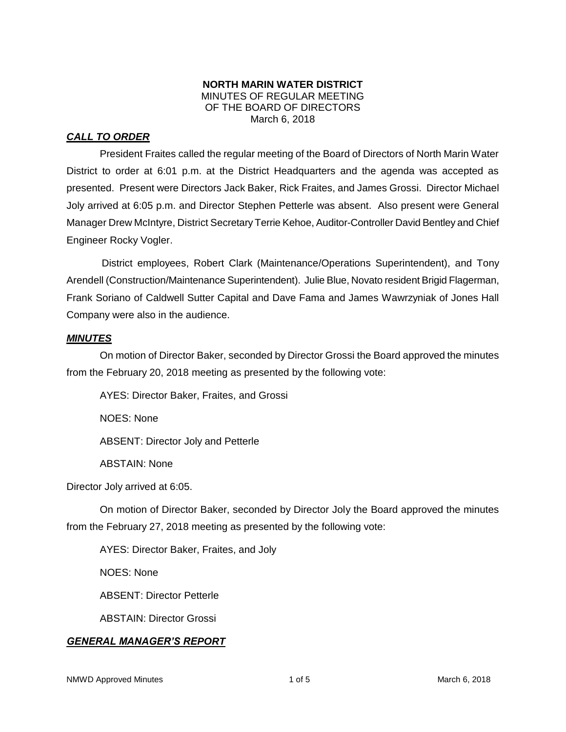**NORTH MARIN WATER DISTRICT**
MINUTES OF REGULAR MEETING
OF THE BOARD OF DIRECTORS
March 6, 2018

***CALL TO ORDER***

President Fraites called the regular meeting of the Board of Directors of North Marin Water District to order at 6:01 p.m. at the District Headquarters and the agenda was accepted as presented. Present were Directors Jack Baker, Rick Fraites, and James Grossi. Director Michael Joly arrived at 6:05 p.m. and Director Stephen Petterle was absent. Also present were General Manager Drew McIntyre, District Secretary Terrie Kehoe, Auditor-Controller David Bentley and Chief Engineer Rocky Vogler.

District employees, Robert Clark (Maintenance/Operations Superintendent), and Tony Arendell (Construction/Maintenance Superintendent). Julie Blue, Novato resident Brigid Flagerman, Frank Soriano of Caldwell Sutter Capital and Dave Fama and James Wawrzyniak of Jones Hall Company were also in the audience.

***MINUTES***

On motion of Director Baker, seconded by Director Grossi the Board approved the minutes from the February 20, 2018 meeting as presented by the following vote:

AYES: Director Baker, Fraites, and Grossi

NOES: None

ABSENT: Director Joly and Petterle

ABSTAIN: None

Director Joly arrived at 6:05.

On motion of Director Baker, seconded by Director Joly the Board approved the minutes from the February 27, 2018 meeting as presented by the following vote:

AYES: Director Baker, Fraites, and Joly

NOES: None

ABSENT: Director Petterle

ABSTAIN: Director Grossi

***GENERAL MANAGER'S REPORT***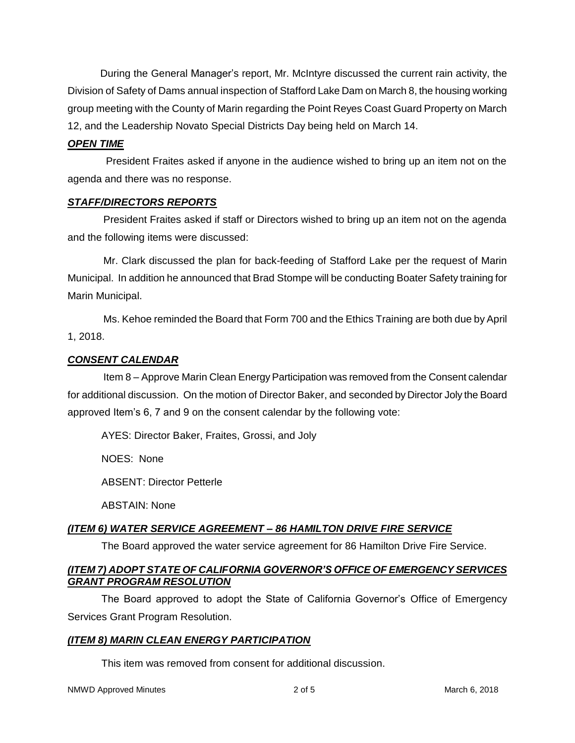During the General Manager's report, Mr. McIntyre discussed the current rain activity, the Division of Safety of Dams annual inspection of Stafford Lake Dam on March 8, the housing working group meeting with the County of Marin regarding the Point Reyes Coast Guard Property on March 12, and the Leadership Novato Special Districts Day being held on March 14.

***OPEN TIME***

President Fraites asked if anyone in the audience wished to bring up an item not on the agenda and there was no response.

***STAFF/DIRECTORS REPORTS***

President Fraites asked if staff or Directors wished to bring up an item not on the agenda and the following items were discussed:

Mr. Clark discussed the plan for back-feeding of Stafford Lake per the request of Marin Municipal. In addition he announced that Brad Stompe will be conducting Boater Safety training for Marin Municipal.

Ms. Kehoe reminded the Board that Form 700 and the Ethics Training are both due by April 1, 2018.

***CONSENT CALENDAR***

Item 8 – Approve Marin Clean Energy Participation was removed from the Consent calendar for additional discussion. On the motion of Director Baker, and seconded by Director Joly the Board approved Item's 6, 7 and 9 on the consent calendar by the following vote:

AYES: Director Baker, Fraites, Grossi, and Joly

NOES: None

ABSENT: Director Petterle

ABSTAIN: None

***(ITEM 6) WATER SERVICE AGREEMENT – 86 HAMILTON DRIVE FIRE SERVICE***

The Board approved the water service agreement for 86 Hamilton Drive Fire Service.

***(ITEM 7) ADOPT STATE OF CALIFORNIA GOVERNOR'S OFFICE OF EMERGENCY SERVICES GRANT PROGRAM RESOLUTION***

The Board approved to adopt the State of California Governor's Office of Emergency Services Grant Program Resolution.

***(ITEM 8) MARIN CLEAN ENERGY PARTICIPATION***

This item was removed from consent for additional discussion.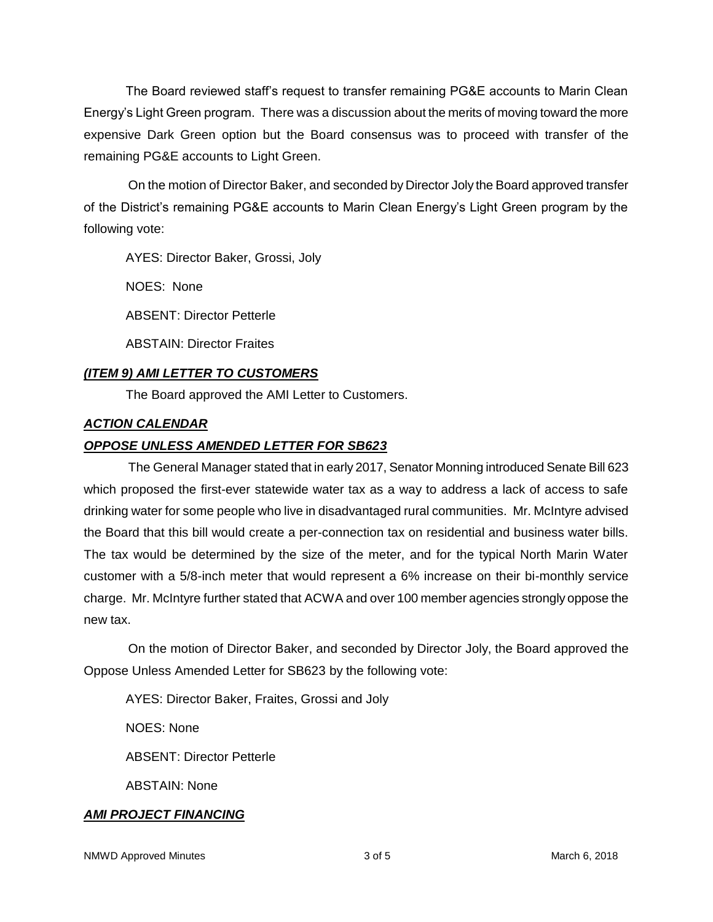The Board reviewed staff's request to transfer remaining PG&E accounts to Marin Clean Energy's Light Green program. There was a discussion about the merits of moving toward the more expensive Dark Green option but the Board consensus was to proceed with transfer of the remaining PG&E accounts to Light Green.

On the motion of Director Baker, and seconded by Director Joly the Board approved transfer of the District's remaining PG&E accounts to Marin Clean Energy's Light Green program by the following vote:

AYES: Director Baker, Grossi, Joly

NOES: None

ABSENT: Director Petterle

ABSTAIN: Director Fraites

***(ITEM 9) AMI LETTER TO CUSTOMERS***

The Board approved the AMI Letter to Customers.

***ACTION CALENDAR***

***OPPOSE UNLESS AMENDED LETTER FOR SB623***

The General Manager stated that in early 2017, Senator Monning introduced Senate Bill 623 which proposed the first-ever statewide water tax as a way to address a lack of access to safe drinking water for some people who live in disadvantaged rural communities. Mr. McIntyre advised the Board that this bill would create a per-connection tax on residential and business water bills. The tax would be determined by the size of the meter, and for the typical North Marin Water customer with a 5/8-inch meter that would represent a 6% increase on their bi-monthly service charge. Mr. McIntyre further stated that ACWA and over 100 member agencies strongly oppose the new tax.

On the motion of Director Baker, and seconded by Director Joly, the Board approved the Oppose Unless Amended Letter for SB623 by the following vote:

AYES: Director Baker, Fraites, Grossi and Joly

NOES: None

ABSENT: Director Petterle

ABSTAIN: None

***AMI PROJECT FINANCING***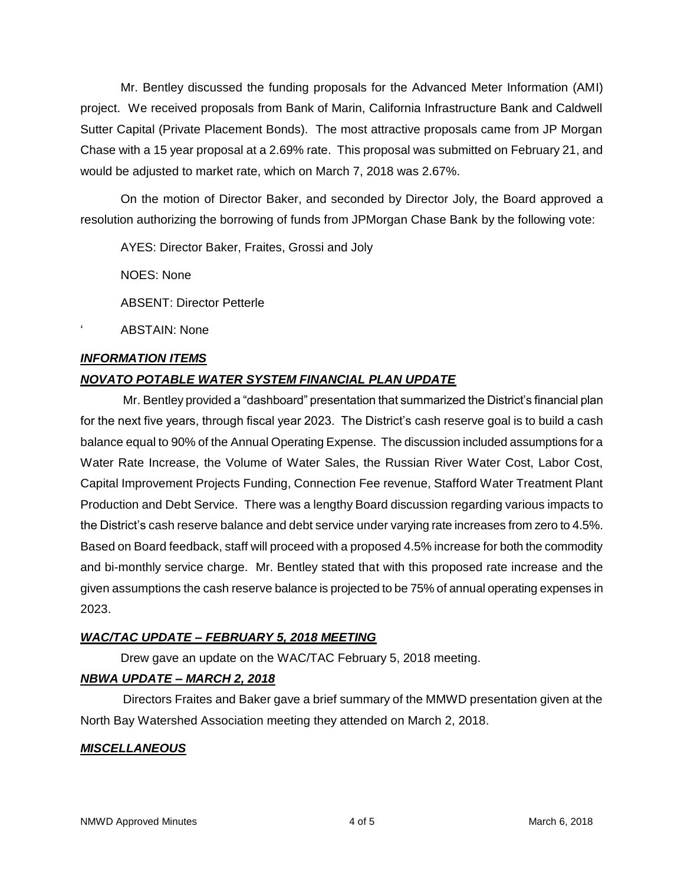Mr. Bentley discussed the funding proposals for the Advanced Meter Information (AMI) project. We received proposals from Bank of Marin, California Infrastructure Bank and Caldwell Sutter Capital (Private Placement Bonds). The most attractive proposals came from JP Morgan Chase with a 15 year proposal at a 2.69% rate. This proposal was submitted on February 21, and would be adjusted to market rate, which on March 7, 2018 was 2.67%.

On the motion of Director Baker, and seconded by Director Joly, the Board approved a resolution authorizing the borrowing of funds from JPMorgan Chase Bank by the following vote:

AYES: Director Baker, Fraites, Grossi and Joly

NOES: None

ABSENT: Director Petterle

ABSTAIN: None

***INFORMATION ITEMS***

***NOVATO POTABLE WATER SYSTEM FINANCIAL PLAN UPDATE***

Mr. Bentley provided a "dashboard" presentation that summarized the District's financial plan for the next five years, through fiscal year 2023. The District's cash reserve goal is to build a cash balance equal to 90% of the Annual Operating Expense. The discussion included assumptions for a Water Rate Increase, the Volume of Water Sales, the Russian River Water Cost, Labor Cost, Capital Improvement Projects Funding, Connection Fee revenue, Stafford Water Treatment Plant Production and Debt Service. There was a lengthy Board discussion regarding various impacts to the District's cash reserve balance and debt service under varying rate increases from zero to 4.5%. Based on Board feedback, staff will proceed with a proposed 4.5% increase for both the commodity and bi-monthly service charge. Mr. Bentley stated that with this proposed rate increase and the given assumptions the cash reserve balance is projected to be 75% of annual operating expenses in 2023.

***WAC/TAC UPDATE – FEBRUARY 5, 2018 MEETING***

Drew gave an update on the WAC/TAC February 5, 2018 meeting.

***NBWA UPDATE – MARCH 2, 2018***

Directors Fraites and Baker gave a brief summary of the MMWD presentation given at the North Bay Watershed Association meeting they attended on March 2, 2018.

***MISCELLANEOUS***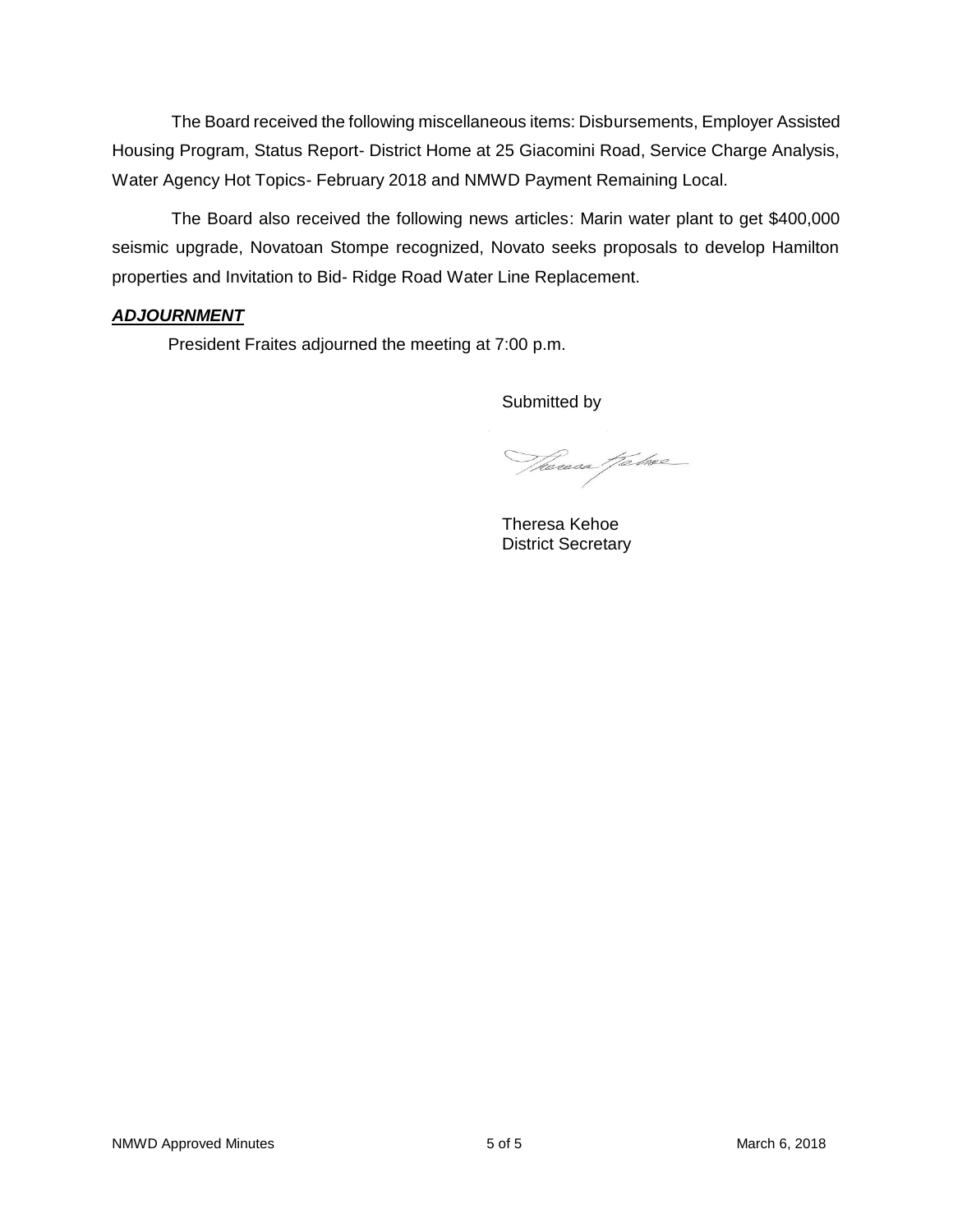The Board received the following miscellaneous items: Disbursements, Employer Assisted Housing Program, Status Report- District Home at 25 Giacomini Road, Service Charge Analysis, Water Agency Hot Topics- February 2018 and NMWD Payment Remaining Local.

The Board also received the following news articles: Marin water plant to get $400,000 seismic upgrade, Novatoan Stompe recognized, Novato seeks proposals to develop Hamilton properties and Invitation to Bid- Ridge Road Water Line Replacement.

***ADJOURNMENT***

President Fraites adjourned the meeting at 7:00 p.m.

Submitted by

Theresa Kehoe
District Secretary